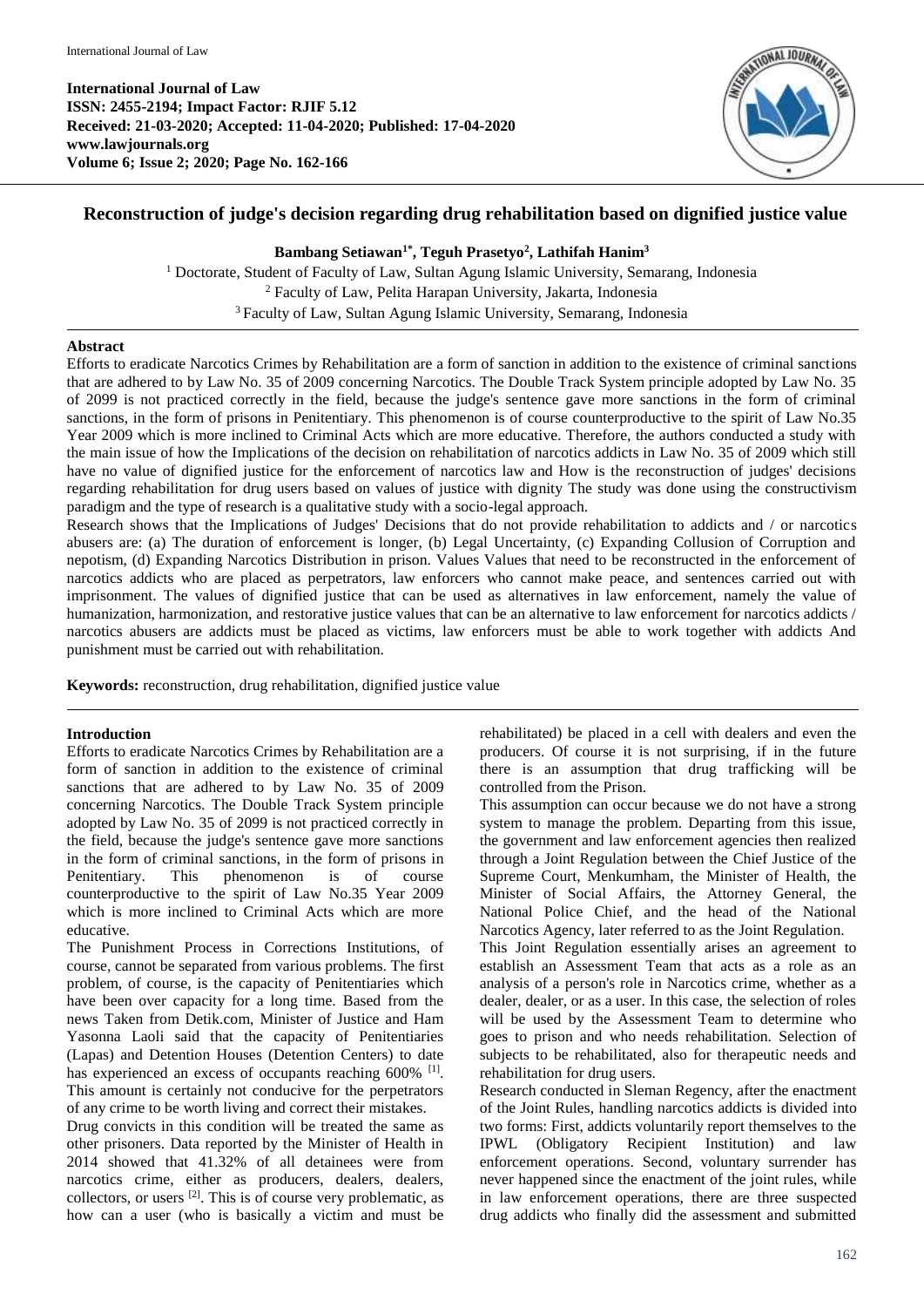**International Journal of Law**
**ISSN: 2455-2194; Impact Factor: RJIF 5.12**
**Received: 21-03-2020; Accepted: 11-04-2020; Published: 17-04-2020**
**www.lawjournals.org**
**Volume 6; Issue 2; 2020; Page No. 162-166**

# Reconstruction of judge's decision regarding drug rehabilitation based on dignified justice value

**Bambang Setiawan[1*], Teguh Prasetyo[2], Lathifah Hanim[3]**

[1] Doctorate, Student of Faculty of Law, Sultan Agung Islamic University, Semarang, Indonesia
[2] Faculty of Law, Pelita Harapan University, Jakarta, Indonesia
[3] Faculty of Law, Sultan Agung Islamic University, Semarang, Indonesia

## Abstract

Efforts to eradicate Narcotics Crimes by Rehabilitation are a form of sanction in addition to the existence of criminal sanctions that are adhered to by Law No. 35 of 2009 concerning Narcotics. The Double Track System principle adopted by Law No. 35 of 2099 is not practiced correctly in the field, because the judge's sentence gave more sanctions in the form of criminal sanctions, in the form of prisons in Penitentiary. This phenomenon is of course counterproductive to the spirit of Law No.35 Year 2009 which is more inclined to Criminal Acts which are more educative. Therefore, the authors conducted a study with the main issue of how the Implications of the decision on rehabilitation of narcotics addicts in Law No. 35 of 2009 which still have no value of dignified justice for the enforcement of narcotics law and How is the reconstruction of judges' decisions regarding rehabilitation for drug users based on values of justice with dignity The study was done using the constructivism paradigm and the type of research is a qualitative study with a socio-legal approach.

Research shows that the Implications of Judges' Decisions that do not provide rehabilitation to addicts and / or narcotics abusers are: (a) The duration of enforcement is longer, (b) Legal Uncertainty, (c) Expanding Collusion of Corruption and nepotism, (d) Expanding Narcotics Distribution in prison. Values Values that need to be reconstructed in the enforcement of narcotics addicts who are placed as perpetrators, law enforcers who cannot make peace, and sentences carried out with imprisonment. The values of dignified justice that can be used as alternatives in law enforcement, namely the value of humanization, harmonization, and restorative justice values that can be an alternative to law enforcement for narcotics addicts / narcotics abusers are addicts must be placed as victims, law enforcers must be able to work together with addicts And punishment must be carried out with rehabilitation.

**Keywords:** reconstruction, drug rehabilitation, dignified justice value

## Introduction

Efforts to eradicate Narcotics Crimes by Rehabilitation are a form of sanction in addition to the existence of criminal sanctions that are adhered to by Law No. 35 of 2009 concerning Narcotics. The Double Track System principle adopted by Law No. 35 of 2099 is not practiced correctly in the field, because the judge's sentence gave more sanctions in the form of criminal sanctions, in the form of prisons in Penitentiary. This phenomenon is of course counterproductive to the spirit of Law No.35 Year 2009 which is more inclined to Criminal Acts which are more educative.

The Punishment Process in Corrections Institutions, of course, cannot be separated from various problems. The first problem, of course, is the capacity of Penitentiaries which have been over capacity for a long time. Based from the news Taken from Detik.com, Minister of Justice and Ham Yasonna Laoli said that the capacity of Penitentiaries (Lapas) and Detention Houses (Detention Centers) to date has experienced an excess of occupants reaching 600% [1]. This amount is certainly not conducive for the perpetrators of any crime to be worth living and correct their mistakes.

Drug convicts in this condition will be treated the same as other prisoners. Data reported by the Minister of Health in 2014 showed that 41.32% of all detainees were from narcotics crime, either as producers, dealers, dealers, collectors, or users [2]. This is of course very problematic, as how can a user (who is basically a victim and must be rehabilitated) be placed in a cell with dealers and even the producers. Of course it is not surprising, if in the future there is an assumption that drug trafficking will be controlled from the Prison.

This assumption can occur because we do not have a strong system to manage the problem. Departing from this issue, the government and law enforcement agencies then realized through a Joint Regulation between the Chief Justice of the Supreme Court, Menkumham, the Minister of Health, the Minister of Social Affairs, the Attorney General, the National Police Chief, and the head of the National Narcotics Agency, later referred to as the Joint Regulation.

This Joint Regulation essentially arises an agreement to establish an Assessment Team that acts as a role as an analysis of a person's role in Narcotics crime, whether as a dealer, dealer, or as a user. In this case, the selection of roles will be used by the Assessment Team to determine who goes to prison and who needs rehabilitation. Selection of subjects to be rehabilitated, also for therapeutic needs and rehabilitation for drug users.

Research conducted in Sleman Regency, after the enactment of the Joint Rules, handling narcotics addicts is divided into two forms: First, addicts voluntarily report themselves to the IPWL (Obligatory Recipient Institution) and law enforcement operations. Second, voluntary surrender has never happened since the enactment of the joint rules, while in law enforcement operations, there are three suspected drug addicts who finally did the assessment and submitted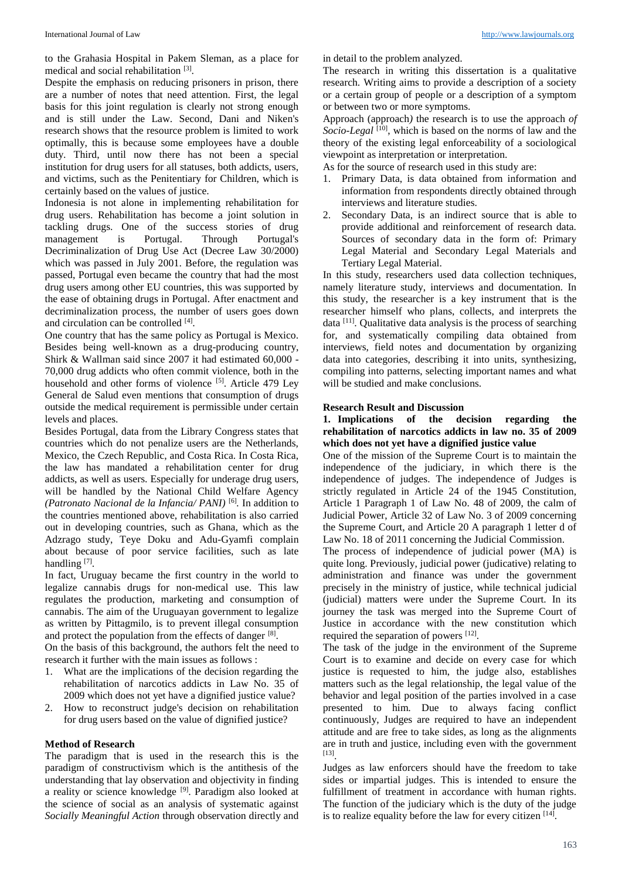to the Grahasia Hospital in Pakem Sleman, as a place for medical and social rehabilitation [3].

Despite the emphasis on reducing prisoners in prison, there are a number of notes that need attention. First, the legal basis for this joint regulation is clearly not strong enough and is still under the Law. Second, Dani and Niken's research shows that the resource problem is limited to work optimally, this is because some employees have a double duty. Third, until now there has not been a special institution for drug users for all statuses, both addicts, users, and victims, such as the Penitentiary for Children, which is certainly based on the values of justice.

Indonesia is not alone in implementing rehabilitation for drug users. Rehabilitation has become a joint solution in tackling drugs. One of the success stories of drug management is Portugal. Through Portugal's Decriminalization of Drug Use Act (Decree Law 30/2000) which was passed in July 2001. Before, the regulation was passed, Portugal even became the country that had the most drug users among other EU countries, this was supported by the ease of obtaining drugs in Portugal. After enactment and decriminalization process, the number of users goes down and circulation can be controlled [4].

One country that has the same policy as Portugal is Mexico. Besides being well-known as a drug-producing country, Shirk & Wallman said since 2007 it had estimated 60,000 - 70,000 drug addicts who often commit violence, both in the household and other forms of violence [5]. Article 479 Ley General de Salud even mentions that consumption of drugs outside the medical requirement is permissible under certain levels and places.

Besides Portugal, data from the Library Congress states that countries which do not penalize users are the Netherlands, Mexico, the Czech Republic, and Costa Rica. In Costa Rica, the law has mandated a rehabilitation center for drug addicts, as well as users. Especially for underage drug users, will be handled by the National Child Welfare Agency *(Patronato Nacional de la Infancia/ PANI)* [6]. In addition to the countries mentioned above, rehabilitation is also carried out in developing countries, such as Ghana, which as the Adzrago study, Teye Doku and Adu-Gyamfi complain about because of poor service facilities, such as late handling [7].

In fact, Uruguay became the first country in the world to legalize cannabis drugs for non-medical use. This law regulates the production, marketing and consumption of cannabis. The aim of the Uruguayan government to legalize as written by Pittagmilo, is to prevent illegal consumption and protect the population from the effects of danger [8].

On the basis of this background, the authors felt the need to research it further with the main issues as follows :

1. What are the implications of the decision regarding the rehabilitation of narcotics addicts in Law No. 35 of 2009 which does not yet have a dignified justice value?
2. How to reconstruct judge's decision on rehabilitation for drug users based on the value of dignified justice?

## Method of Research

The paradigm that is used in the research this is the paradigm of constructivism which is the antithesis of the understanding that lay observation and objectivity in finding a reality or science knowledge [9]. Paradigm also looked at the science of social as an analysis of systematic against *Socially Meaningful Action* through observation directly and in detail to the problem analyzed.

The research in writing this dissertation is a qualitative research. Writing aims to provide a description of a society or a certain group of people or a description of a symptom or between two or more symptoms.

Approach (approach*)* the research is to use the approach *of Socio-Legal* [10], which is based on the norms of law and the theory of the existing legal enforceability of a sociological viewpoint as interpretation or interpretation.

As for the source of research used in this study are:

1. Primary Data, is data obtained from information and information from respondents directly obtained through interviews and literature studies.
2. Secondary Data, is an indirect source that is able to provide additional and reinforcement of research data. Sources of secondary data in the form of: Primary Legal Material and Secondary Legal Materials and Tertiary Legal Material.

In this study, researchers used data collection techniques, namely literature study, interviews and documentation. In this study, the researcher is a key instrument that is the researcher himself who plans, collects, and interprets the data [11]. Qualitative data analysis is the process of searching for, and systematically compiling data obtained from interviews, field notes and documentation by organizing data into categories, describing it into units, synthesizing, compiling into patterns, selecting important names and what will be studied and make conclusions.

## Research Result and Discussion

### 1. Implications of the decision regarding the rehabilitation of narcotics addicts in law no. 35 of 2009 which does not yet have a dignified justice value

One of the mission of the Supreme Court is to maintain the independence of the judiciary, in which there is the independence of judges. The independence of Judges is strictly regulated in Article 24 of the 1945 Constitution, Article 1 Paragraph 1 of Law No. 48 of 2009, the calm of Judicial Power, Article 32 of Law No. 3 of 2009 concerning the Supreme Court, and Article 20 A paragraph 1 letter d of Law No. 18 of 2011 concerning the Judicial Commission.

The process of independence of judicial power (MA) is quite long. Previously, judicial power (judicative) relating to administration and finance was under the government precisely in the ministry of justice, while technical judicial (judicial) matters were under the Supreme Court. In its journey the task was merged into the Supreme Court of Justice in accordance with the new constitution which required the separation of powers [12].

The task of the judge in the environment of the Supreme Court is to examine and decide on every case for which justice is requested to him, the judge also, establishes matters such as the legal relationship, the legal value of the behavior and legal position of the parties involved in a case presented to him. Due to always facing conflict continuously, Judges are required to have an independent attitude and are free to take sides, as long as the alignments are in truth and justice, including even with the government [13].

Judges as law enforcers should have the freedom to take sides or impartial judges. This is intended to ensure the fulfillment of treatment in accordance with human rights. The function of the judiciary which is the duty of the judge is to realize equality before the law for every citizen [14].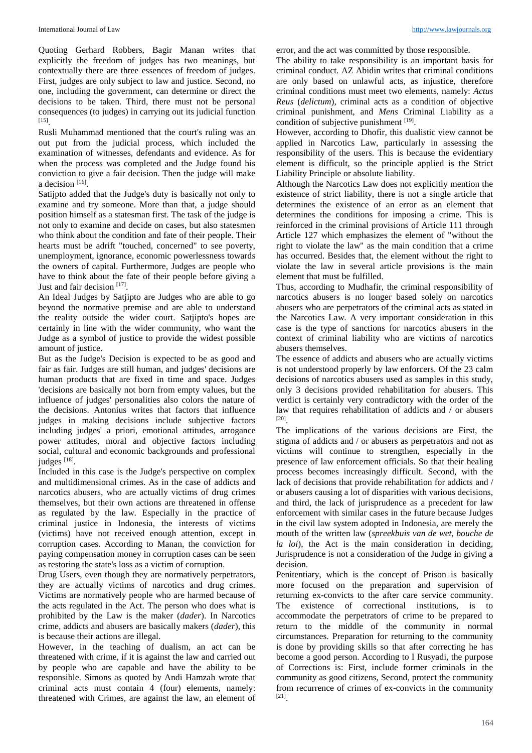Quoting Gerhard Robbers, Bagir Manan writes that explicitly the freedom of judges has two meanings, but contextually there are three essences of freedom of judges. First, judges are only subject to law and justice. Second, no one, including the government, can determine or direct the decisions to be taken. Third, there must not be personal consequences (to judges) in carrying out its judicial function [15].

Rusli Muhammad mentioned that the court's ruling was an out put from the judicial process, which included the examination of witnesses, defendants and evidence. As for when the process was completed and the Judge found his conviction to give a fair decision. Then the judge will make a decision [16].

Satijpto added that the Judge's duty is basically not only to examine and try someone. More than that, a judge should position himself as a statesman first. The task of the judge is not only to examine and decide on cases, but also statesmen who think about the condition and fate of their people. Their hearts must be adrift "touched, concerned" to see poverty, unemployment, ignorance, economic powerlessness towards the owners of capital. Furthermore, Judges are people who have to think about the fate of their people before giving a Just and fair decision [17].

An Ideal Judges by Satjipto are Judges who are able to go beyond the normative premise and are able to understand the reality outside the wider court. Satjipto's hopes are certainly in line with the wider community, who want the Judge as a symbol of justice to provide the widest possible amount of justice.

But as the Judge's Decision is expected to be as good and fair as fair. Judges are still human, and judges' decisions are human products that are fixed in time and space. Judges 'decisions are basically not born from empty values, but the influence of judges' personalities also colors the nature of the decisions. Antonius writes that factors that influence judges in making decisions include subjective factors including judges' a priori, emotional attitudes, arrogance power attitudes, moral and objective factors including social, cultural and economic backgrounds and professional judges [18].

Included in this case is the Judge's perspective on complex and multidimensional crimes. As in the case of addicts and narcotics abusers, who are actually victims of drug crimes themselves, but their own actions are threatened in offense as regulated by the law. Especially in the practice of criminal justice in Indonesia, the interests of victims (victims) have not received enough attention, except in corruption cases. According to Manan, the conviction for paying compensation money in corruption cases can be seen as restoring the state's loss as a victim of corruption.

Drug Users, even though they are normatively perpetrators, they are actually victims of narcotics and drug crimes. Victims are normatively people who are harmed because of the acts regulated in the Act. The person who does what is prohibited by the Law is the maker (*dader*). In Narcotics crime, addicts and abusers are basically makers (*dader*), this is because their actions are illegal.

However, in the teaching of dualism, an act can be threatened with crime, if it is against the law and carried out by people who are capable and have the ability to be responsible. Simons as quoted by Andi Hamzah wrote that criminal acts must contain 4 (four) elements, namely: threatened with Crimes, are against the law, an element of error, and the act was committed by those responsible.

The ability to take responsibility is an important basis for criminal conduct. AZ Abidin writes that criminal conditions are only based on unlawful acts, as injustice, therefore criminal conditions must meet two elements, namely: *Actus Reus* (*delictum*), criminal acts as a condition of objective criminal punishment, and *Mens* Criminal Liability as a condition of subjective punishment [19].

However, according to Dhofir, this dualistic view cannot be applied in Narcotics Law, particularly in assessing the responsibility of the users. This is because the evidentiary element is difficult, so the principle applied is the Strict Liability Principle or absolute liability.

Although the Narcotics Law does not explicitly mention the existence of strict liability, there is not a single article that determines the existence of an error as an element that determines the conditions for imposing a crime. This is reinforced in the criminal provisions of Article 111 through Article 127 which emphasizes the element of "without the right to violate the law" as the main condition that a crime has occurred. Besides that, the element without the right to violate the law in several article provisions is the main element that must be fulfilled.

Thus, according to Mudhafir, the criminal responsibility of narcotics abusers is no longer based solely on narcotics abusers who are perpetrators of the criminal acts as stated in the Narcotics Law. A very important consideration in this case is the type of sanctions for narcotics abusers in the context of criminal liability who are victims of narcotics abusers themselves.

The essence of addicts and abusers who are actually victims is not understood properly by law enforcers. Of the 23 calm decisions of narcotics abusers used as samples in this study, only 3 decisions provided rehabilitation for abusers. This verdict is certainly very contradictory with the order of the law that requires rehabilitation of addicts and / or abusers [20].

The implications of the various decisions are First, the stigma of addicts and / or abusers as perpetrators and not as victims will continue to strengthen, especially in the presence of law enforcement officials. So that their healing process becomes increasingly difficult. Second, with the lack of decisions that provide rehabilitation for addicts and / or abusers causing a lot of disparities with various decisions, and third, the lack of jurisprudence as a precedent for law enforcement with similar cases in the future because Judges in the civil law system adopted in Indonesia, are merely the mouth of the written law (*spreekbuis van de wet, bouche de la loi*), the Act is the main consideration in deciding, Jurisprudence is not a consideration of the Judge in giving a decision.

Penitentiary, which is the concept of Prison is basically more focused on the preparation and supervision of returning ex-convicts to the after care service community. The existence of correctional institutions, is to accommodate the perpetrators of crime to be prepared to return to the middle of the community in normal circumstances. Preparation for returning to the community is done by providing skills so that after correcting he has become a good person. According to I Rusyadi, the purpose of Corrections is: First, include former criminals in the community as good citizens, Second, protect the community from recurrence of crimes of ex-convicts in the community [21].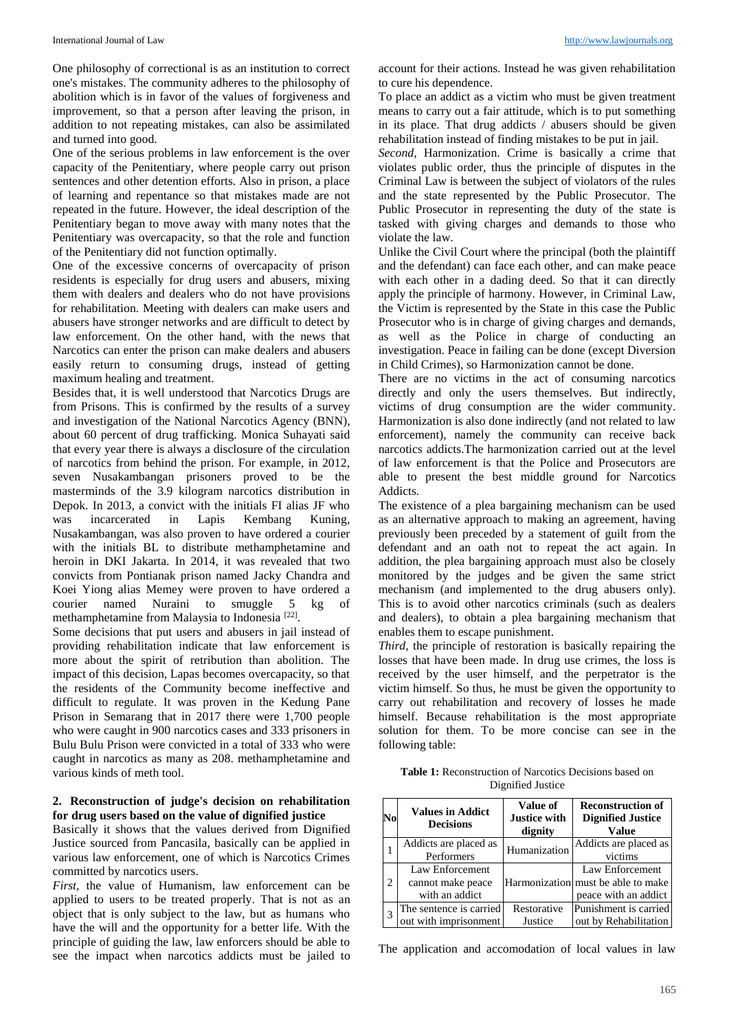One philosophy of correctional is as an institution to correct one's mistakes. The community adheres to the philosophy of abolition which is in favor of the values of forgiveness and improvement, so that a person after leaving the prison, in addition to not repeating mistakes, can also be assimilated and turned into good.

One of the serious problems in law enforcement is the over capacity of the Penitentiary, where people carry out prison sentences and other detention efforts. Also in prison, a place of learning and repentance so that mistakes made are not repeated in the future. However, the ideal description of the Penitentiary began to move away with many notes that the Penitentiary was overcapacity, so that the role and function of the Penitentiary did not function optimally.

One of the excessive concerns of overcapacity of prison residents is especially for drug users and abusers, mixing them with dealers and dealers who do not have provisions for rehabilitation. Meeting with dealers can make users and abusers have stronger networks and are difficult to detect by law enforcement. On the other hand, with the news that Narcotics can enter the prison can make dealers and abusers easily return to consuming drugs, instead of getting maximum healing and treatment.

Besides that, it is well understood that Narcotics Drugs are from Prisons. This is confirmed by the results of a survey and investigation of the National Narcotics Agency (BNN), about 60 percent of drug trafficking. Monica Suhayati said that every year there is always a disclosure of the circulation of narcotics from behind the prison. For example, in 2012, seven Nusakambangan prisoners proved to be the masterminds of the 3.9 kilogram narcotics distribution in Depok. In 2013, a convict with the initials FI alias JF who was incarcerated in Lapis Kembang Kuning, Nusakambangan, was also proven to have ordered a courier with the initials BL to distribute methamphetamine and heroin in DKI Jakarta. In 2014, it was revealed that two convicts from Pontianak prison named Jacky Chandra and Koei Yiong alias Memey were proven to have ordered a courier named Nuraini to smuggle 5 kg of methamphetamine from Malaysia to Indonesia [22].

Some decisions that put users and abusers in jail instead of providing rehabilitation indicate that law enforcement is more about the spirit of retribution than abolition. The impact of this decision, Lapas becomes overcapacity, so that the residents of the Community become ineffective and difficult to regulate. It was proven in the Kedung Pane Prison in Semarang that in 2017 there were 1,700 people who were caught in 900 narcotics cases and 333 prisoners in Bulu Bulu Prison were convicted in a total of 333 who were caught in narcotics as many as 208. methamphetamine and various kinds of meth tool.

## 2. Reconstruction of judge's decision on rehabilitation for drug users based on the value of dignified justice

Basically it shows that the values derived from Dignified Justice sourced from Pancasila, basically can be applied in various law enforcement, one of which is Narcotics Crimes committed by narcotics users.

*First*, the value of Humanism, law enforcement can be applied to users to be treated properly. That is not as an object that is only subject to the law, but as humans who have the will and the opportunity for a better life. With the principle of guiding the law, law enforcers should be able to see the impact when narcotics addicts must be jailed to account for their actions. Instead he was given rehabilitation to cure his dependence.

To place an addict as a victim who must be given treatment means to carry out a fair attitude, which is to put something in its place. That drug addicts / abusers should be given rehabilitation instead of finding mistakes to be put in jail.

*Second*, Harmonization. Crime is basically a crime that violates public order, thus the principle of disputes in the Criminal Law is between the subject of violators of the rules and the state represented by the Public Prosecutor. The Public Prosecutor in representing the duty of the state is tasked with giving charges and demands to those who violate the law.

Unlike the Civil Court where the principal (both the plaintiff and the defendant) can face each other, and can make peace with each other in a dading deed. So that it can directly apply the principle of harmony. However, in Criminal Law, the Victim is represented by the State in this case the Public Prosecutor who is in charge of giving charges and demands, as well as the Police in charge of conducting an investigation. Peace in failing can be done (except Diversion in Child Crimes), so Harmonization cannot be done.

There are no victims in the act of consuming narcotics directly and only the users themselves. But indirectly, victims of drug consumption are the wider community. Harmonization is also done indirectly (and not related to law enforcement), namely the community can receive back narcotics addicts.The harmonization carried out at the level of law enforcement is that the Police and Prosecutors are able to present the best middle ground for Narcotics Addicts.

The existence of a plea bargaining mechanism can be used as an alternative approach to making an agreement, having previously been preceded by a statement of guilt from the defendant and an oath not to repeat the act again. In addition, the plea bargaining approach must also be closely monitored by the judges and be given the same strict mechanism (and implemented to the drug abusers only). This is to avoid other narcotics criminals (such as dealers and dealers), to obtain a plea bargaining mechanism that enables them to escape punishment.

*Third*, the principle of restoration is basically repairing the losses that have been made. In drug use crimes, the loss is received by the user himself, and the perpetrator is the victim himself. So thus, he must be given the opportunity to carry out rehabilitation and recovery of losses he made himself. Because rehabilitation is the most appropriate solution for them. To be more concise can see in the following table:

**Table 1:** Reconstruction of Narcotics Decisions based on Dignified Justice

| No | Values in Addict Decisions | Value of Justice with dignity | Reconstruction of Dignified Justice Value |
|---|---|---|---|
| 1 | Addicts are placed as Performers | Humanization | Addicts are placed as victims |
| 2 | Law Enforcement cannot make peace with an addict | Harmonization | Law Enforcement must be able to make peace with an addict |
| 3 | The sentence is carried out with imprisonment | Restorative Justice | Punishment is carried out by Rehabilitation |

The application and accomodation of local values in law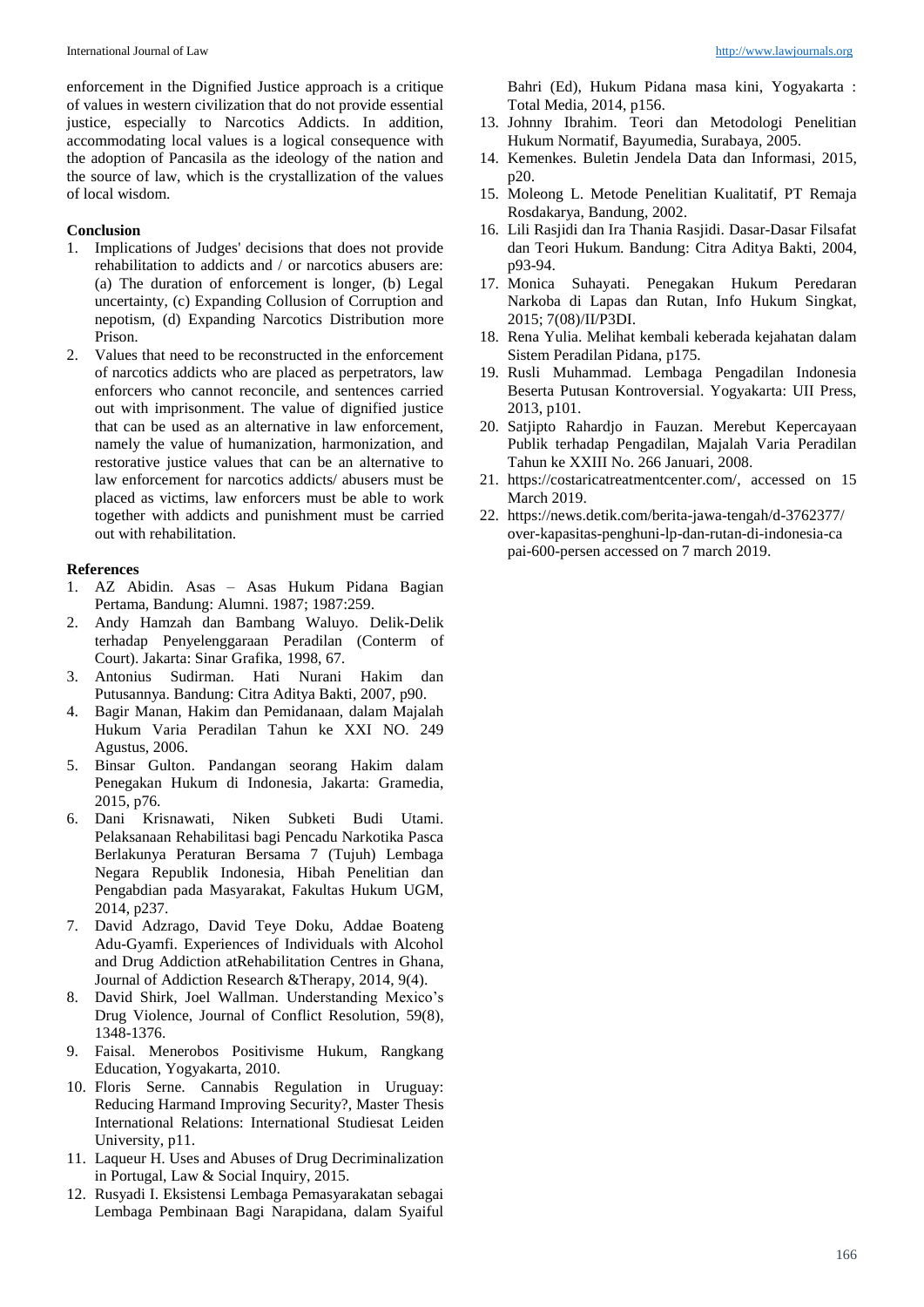enforcement in the Dignified Justice approach is a critique of values in western civilization that do not provide essential justice, especially to Narcotics Addicts. In addition, accommodating local values is a logical consequence with the adoption of Pancasila as the ideology of the nation and the source of law, which is the crystallization of the values of local wisdom.

## Conclusion

1. Implications of Judges' decisions that does not provide rehabilitation to addicts and / or narcotics abusers are: (a) The duration of enforcement is longer, (b) Legal uncertainty, (c) Expanding Collusion of Corruption and nepotism, (d) Expanding Narcotics Distribution more Prison.
2. Values that need to be reconstructed in the enforcement of narcotics addicts who are placed as perpetrators, law enforcers who cannot reconcile, and sentences carried out with imprisonment. The value of dignified justice that can be used as an alternative in law enforcement, namely the value of humanization, harmonization, and restorative justice values that can be an alternative to law enforcement for narcotics addicts/ abusers must be placed as victims, law enforcers must be able to work together with addicts and punishment must be carried out with rehabilitation.

## References

1. AZ Abidin. Asas – Asas Hukum Pidana Bagian Pertama, Bandung: Alumni. 1987; 1987:259.
2. Andy Hamzah dan Bambang Waluyo. Delik-Delik terhadap Penyelenggaraan Peradilan (Conterm of Court). Jakarta: Sinar Grafika, 1998, 67.
3. Antonius Sudirman. Hati Nurani Hakim dan Putusannya. Bandung: Citra Aditya Bakti, 2007, p90.
4. Bagir Manan, Hakim dan Pemidanaan, dalam Majalah Hukum Varia Peradilan Tahun ke XXI NO. 249 Agustus, 2006.
5. Binsar Gulton. Pandangan seorang Hakim dalam Penegakan Hukum di Indonesia, Jakarta: Gramedia, 2015, p76.
6. Dani Krisnawati, Niken Subketi Budi Utami. Pelaksanaan Rehabilitasi bagi Pencadu Narkotika Pasca Berlakunya Peraturan Bersama 7 (Tujuh) Lembaga Negara Republik Indonesia, Hibah Penelitian dan Pengabdian pada Masyarakat, Fakultas Hukum UGM, 2014, p237.
7. David Adzrago, David Teye Doku, Addae Boateng Adu-Gyamfi. Experiences of Individuals with Alcohol and Drug Addiction atRehabilitation Centres in Ghana, Journal of Addiction Research &Therapy, 2014, 9(4).
8. David Shirk, Joel Wallman. Understanding Mexico's Drug Violence, Journal of Conflict Resolution, 59(8), 1348-1376.
9. Faisal. Menerobos Positivisme Hukum, Rangkang Education, Yogyakarta, 2010.
10. Floris Serne. Cannabis Regulation in Uruguay: Reducing Harmand Improving Security?, Master Thesis International Relations: International Studiesat Leiden University, p11.
11. Laqueur H. Uses and Abuses of Drug Decriminalization in Portugal, Law & Social Inquiry, 2015.
12. Rusyadi I. Eksistensi Lembaga Pemasyarakatan sebagai Lembaga Pembinaan Bagi Narapidana, dalam Syaiful Bahri (Ed), Hukum Pidana masa kini, Yogyakarta : Total Media, 2014, p156.
13. Johnny Ibrahim. Teori dan Metodologi Penelitian Hukum Normatif, Bayumedia, Surabaya, 2005.
14. Kemenkes. Buletin Jendela Data dan Informasi, 2015, p20.
15. Moleong L. Metode Penelitian Kualitatif, PT Remaja Rosdakarya, Bandung, 2002.
16. Lili Rasjidi dan Ira Thania Rasjidi. Dasar-Dasar Filsafat dan Teori Hukum. Bandung: Citra Aditya Bakti, 2004, p93-94.
17. Monica Suhayati. Penegakan Hukum Peredaran Narkoba di Lapas dan Rutan, Info Hukum Singkat, 2015; 7(08)/II/P3DI.
18. Rena Yulia. Melihat kembali keberada kejahatan dalam Sistem Peradilan Pidana, p175.
19. Rusli Muhammad. Lembaga Pengadilan Indonesia Beserta Putusan Kontroversial. Yogyakarta: UII Press, 2013, p101.
20. Satjipto Rahardjo in Fauzan. Merebut Kepercayaan Publik terhadap Pengadilan, Majalah Varia Peradilan Tahun ke XXIII No. 266 Januari, 2008.
21. https://costaricatreatmentcenter.com/, accessed on 15 March 2019.
22. https://news.detik.com/berita-jawa-tengah/d-3762377/over-kapasitas-penghuni-lp-dan-rutan-di-indonesia-capai-600-persen accessed on 7 march 2019.